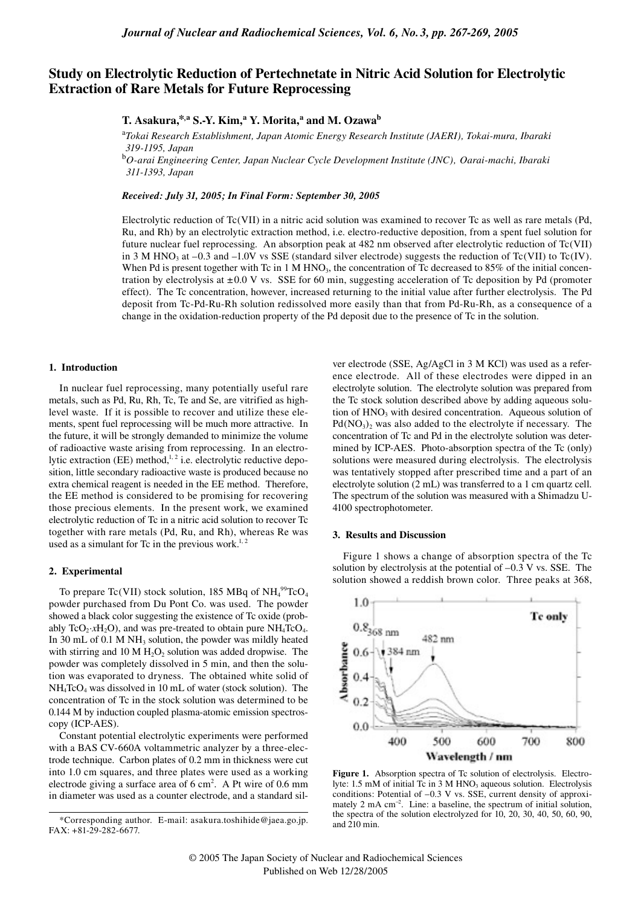# Study on Electrolytic Reduction of Pertechnetate in Nitric Acid Solution for Electrolytic Extraction of Rare Metals for Future Reprocessing

**T. Asakura,*[,a] S.-Y. Kim,[a] Y. Morita,[a] and M. Ozawa[b]**

[a]*Tokai Research Establishment, Japan Atomic Energy Research Institute (JAERI), Tokai-mura, Ibaraki 319-1195, Japan*

[b]*O-arai Engineering Center, Japan Nuclear Cycle Development Institute (JNC), Oarai-machi, Ibaraki 311-1393, Japan*

***Received: July 31, 2005; In Final Form: September 30, 2005***

Electrolytic reduction of Tc(VII) in a nitric acid solution was examined to recover Tc as well as rare metals (Pd, Ru, and Rh) by an electrolytic extraction method, i.e. electro-reductive deposition, from a spent fuel solution for future nuclear fuel reprocessing. An absorption peak at 482 nm observed after electrolytic reduction of Tc(VII) in 3 M $HNO_3$ at –0.3 and –1.0V vs SSE (standard silver electrode) suggests the reduction of Tc(VII) to Tc(IV). When Pd is present together with Tc in 1 M $HNO_3$, the concentration of Tc decreased to 85% of the initial concentration by electrolysis at ±0.0 V vs. SSE for 60 min, suggesting acceleration of Tc deposition by Pd (promoter effect). The Tc concentration, however, increased returning to the initial value after further electrolysis. The Pd deposit from Tc-Pd-Ru-Rh solution redissolved more easily than that from Pd-Ru-Rh, as a consequence of a change in the oxidation-reduction property of the Pd deposit due to the presence of Tc in the solution.

## 1. Introduction

In nuclear fuel reprocessing, many potentially useful rare metals, such as Pd, Ru, Rh, Tc, Te and Se, are vitrified as high-level waste. If it is possible to recover and utilize these elements, spent fuel reprocessing will be much more attractive. In the future, it will be strongly demanded to minimize the volume of radioactive waste arising from reprocessing. In an electrolytic extraction (EE) method,[1,2] i.e. electrolytic reductive deposition, little secondary radioactive waste is produced because no extra chemical reagent is needed in the EE method. Therefore, the EE method is considered to be promising for recovering those precious elements. In the present work, we examined electrolytic reduction of Tc in a nitric acid solution to recover Tc together with rare metals (Pd, Ru, and Rh), whereas Re was used as a simulant for Tc in the previous work.[1,2]

## 2. Experimental

To prepare Tc(VII) stock solution, 185 MBq of $NH_4{}^{99}TcO_4$ powder purchased from Du Pont Co. was used. The powder showed a black color suggesting the existence of Tc oxide (probably $TcO_2 \cdot xH_2O$), and was pre-treated to obtain pure $NH_4TcO_4$. In 30 mL of 0.1 M $NH_3$ solution, the powder was mildly heated with stirring and 10 M $H_2O_2$ solution was added dropwise. The powder was completely dissolved in 5 min, and then the solution was evaporated to dryness. The obtained white solid of $NH_4TcO_4$ was dissolved in 10 mL of water (stock solution). The concentration of Tc in the stock solution was determined to be 0.144 M by induction coupled plasma-atomic emission spectroscopy (ICP-AES).

Constant potential electrolytic experiments were performed with a BAS CV-660A voltammetric analyzer by a three-electrode technique. Carbon plates of 0.2 mm in thickness were cut into 1.0 cm squares, and three plates were used as a working electrode giving a surface area of 6 $cm^2$. A Pt wire of 0.6 mm in diameter was used as a counter electrode, and a standard silver electrode (SSE, Ag/AgCl in 3 M KCl) was used as a reference electrode. All of these electrodes were dipped in an electrolyte solution. The electrolyte solution was prepared from the Tc stock solution described above by adding aqueous solution of $HNO_3$ with desired concentration. Aqueous solution of $Pd(NO_3)_2$ was also added to the electrolyte if necessary. The concentration of Tc and Pd in the electrolyte solution was determined by ICP-AES. Photo-absorption spectra of the Tc (only) solutions were measured during electrolysis. The electrolysis was tentatively stopped after prescribed time and a part of an electrolyte solution (2 mL) was transferred to a 1 cm quartz cell. The spectrum of the solution was measured with a Shimadzu U-4100 spectrophotometer.

## 3. Results and Discussion

Figure 1 shows a change of absorption spectra of the Tc solution by electrolysis at the potential of –0.3 V vs. SSE. The solution showed a reddish brown color. Three peaks at 368,

**Figure 1.** Absorption spectra of Tc solution of electrolysis. Electrolyte: 1.5 mM of initial Tc in 3 M $HNO_3$ aqueous solution. Electrolysis conditions: Potential of –0.3 V vs. SSE, current density of approximately 2 mA $cm^{-2}$. Line: a baseline, the spectrum of initial solution, the spectra of the solution electrolyzed for 10, 20, 30, 40, 50, 60, 90, and 210 min.

---

*Corresponding author. E-mail: asakura.toshihide@jaea.go.jp. FAX: +81-29-282-6677.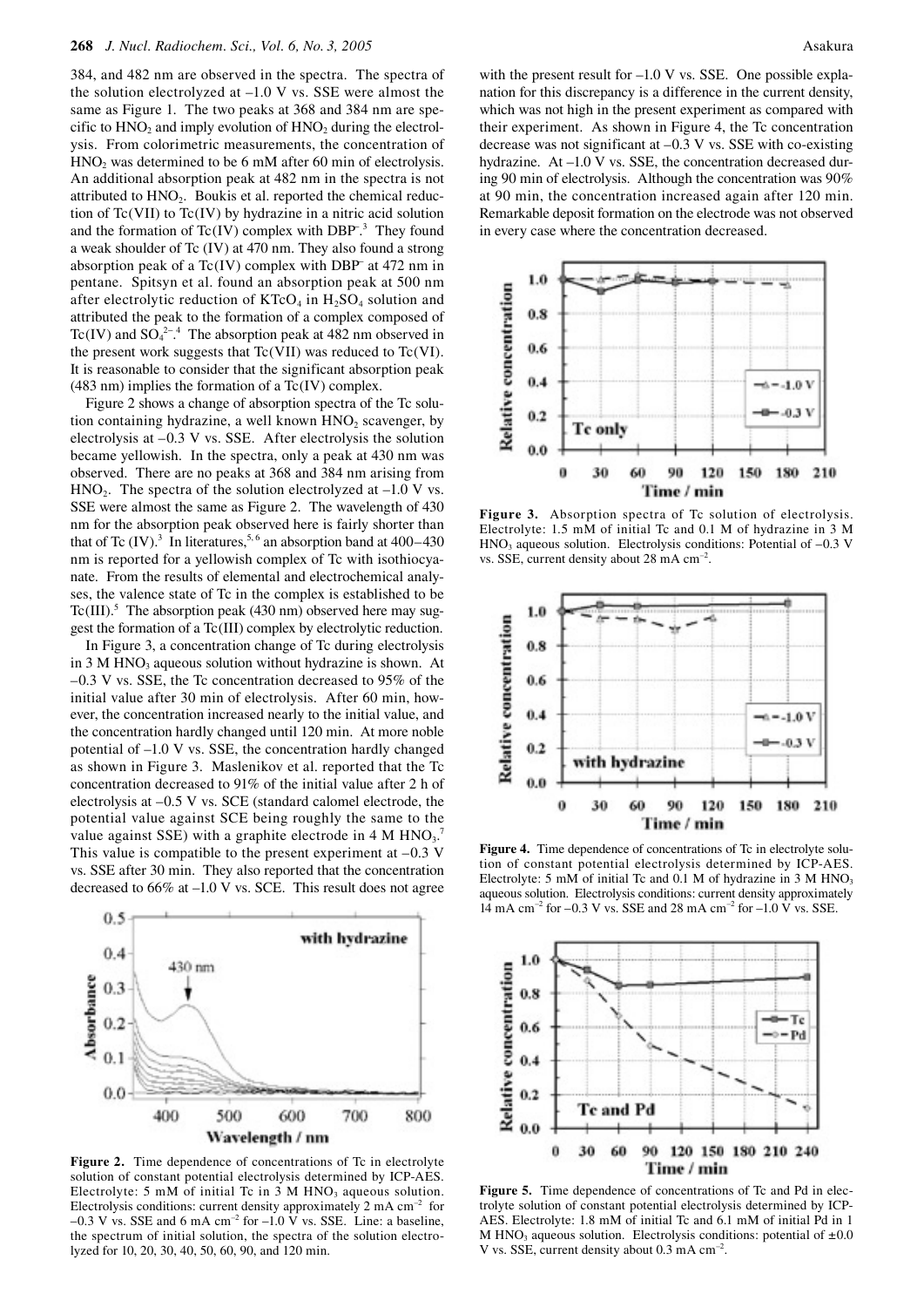384, and 482 nm are observed in the spectra. The spectra of the solution electrolyzed at –1.0 V vs. SSE were almost the same as Figure 1. The two peaks at 368 and 384 nm are specific to $HNO_2$ and imply evolution of $HNO_2$ during the electrolysis. From colorimetric measurements, the concentration of $HNO_2$ was determined to be 6 mM after 60 min of electrolysis. An additional absorption peak at 482 nm in the spectra is not attributed to $HNO_2$. Boukis et al. reported the chemical reduction of Tc(VII) to Tc(IV) by hydrazine in a nitric acid solution and the formation of Tc(IV) complex with $DBP^-$.[3] They found a weak shoulder of Tc (IV) at 470 nm. They also found a strong absorption peak of a Tc(IV) complex with $DBP^-$ at 472 nm in pentane. Spitsyn et al. found an absorption peak at 500 nm after electrolytic reduction of $KTcO_4$ in $H_2SO_4$ solution and attributed the peak to the formation of a complex composed of Tc(IV) and $SO_4^{2-}$.[4] The absorption peak at 482 nm observed in the present work suggests that Tc(VII) was reduced to Tc(VI). It is reasonable to consider that the significant absorption peak (483 nm) implies the formation of a Tc(IV) complex.

Figure 2 shows a change of absorption spectra of the Tc solution containing hydrazine, a well known $HNO_2$ scavenger, by electrolysis at –0.3 V vs. SSE. After electrolysis the solution became yellowish. In the spectra, only a peak at 430 nm was observed. There are no peaks at 368 and 384 nm arising from $HNO_2$. The spectra of the solution electrolyzed at –1.0 V vs. SSE were almost the same as Figure 2. The wavelength of 430 nm for the absorption peak observed here is fairly shorter than that of Tc (IV).[3] In literatures,[5,6] an absorption band at 400–430 nm is reported for a yellowish complex of Tc with isothiocyanate. From the results of elemental and electrochemical analyses, the valence state of Tc in the complex is established to be Tc(III).[5] The absorption peak (430 nm) observed here may suggest the formation of a Tc(III) complex by electrolytic reduction.

In Figure 3, a concentration change of Tc during electrolysis in 3 M $HNO_3$ aqueous solution without hydrazine is shown. At –0.3 V vs. SSE, the Tc concentration decreased to 95% of the initial value after 30 min of electrolysis. After 60 min, however, the concentration increased nearly to the initial value, and the concentration hardly changed until 120 min. At more noble potential of –1.0 V vs. SSE, the concentration hardly changed as shown in Figure 3. Maslenikov et al. reported that the Tc concentration decreased to 91% of the initial value after 2 h of electrolysis at –0.5 V vs. SCE (standard calomel electrode, the potential value against SCE being roughly the same to the value against SSE) with a graphite electrode in 4 M $HNO_3$.[7] This value is compatible to the present experiment at –0.3 V vs. SSE after 30 min. They also reported that the concentration decreased to 66% at –1.0 V vs. SCE. This result does not agree with the present result for –1.0 V vs. SSE. One possible explanation for this discrepancy is a difference in the current density, which was not high in the present experiment as compared with their experiment. As shown in Figure 4, the Tc concentration decrease was not significant at –0.3 V vs. SSE with co-existing hydrazine. At –1.0 V vs. SSE, the concentration decreased during 90 min of electrolysis. Although the concentration was 90% at 90 min, the concentration increased again after 120 min. Remarkable deposit formation on the electrode was not observed in every case where the concentration decreased.

**Figure 2.** Time dependence of concentrations of Tc in electrolyte solution of constant potential electrolysis determined by ICP-AES. Electrolyte: 5 mM of initial Tc in 3 M $HNO_3$ aqueous solution. Electrolysis conditions: current density approximately 2 mA $cm^{-2}$ for –0.3 V vs. SSE and 6 mA $cm^{-2}$ for –1.0 V vs. SSE. Line: a baseline, the spectrum of initial solution, the spectra of the solution electrolyzed for 10, 20, 30, 40, 50, 60, 90, and 120 min.

**Figure 3.** Absorption spectra of Tc solution of electrolysis. Electrolyte: 1.5 mM of initial Tc and 0.1 M of hydrazine in 3 M $HNO_3$ aqueous solution. Electrolysis conditions: Potential of –0.3 V vs. SSE, current density about 28 mA $cm^{-2}$.

**Figure 4.** Time dependence of concentrations of Tc in electrolyte solution of constant potential electrolysis determined by ICP-AES. Electrolyte: 5 mM of initial Tc and 0.1 M of hydrazine in 3 M $HNO_3$ aqueous solution. Electrolysis conditions: current density approximately 14 mA $cm^{-2}$ for –0.3 V vs. SSE and 28 mA $cm^{-2}$ for –1.0 V vs. SSE.

**Figure 5.** Time dependence of concentrations of Tc and Pd in electrolyte solution of constant potential electrolysis determined by ICP-AES. Electrolyte: 1.8 mM of initial Tc and 6.1 mM of initial Pd in 1 M $HNO_3$ aqueous solution. Electrolysis conditions: potential of ±0.0 V vs. SSE, current density about 0.3 mA $cm^{-2}$.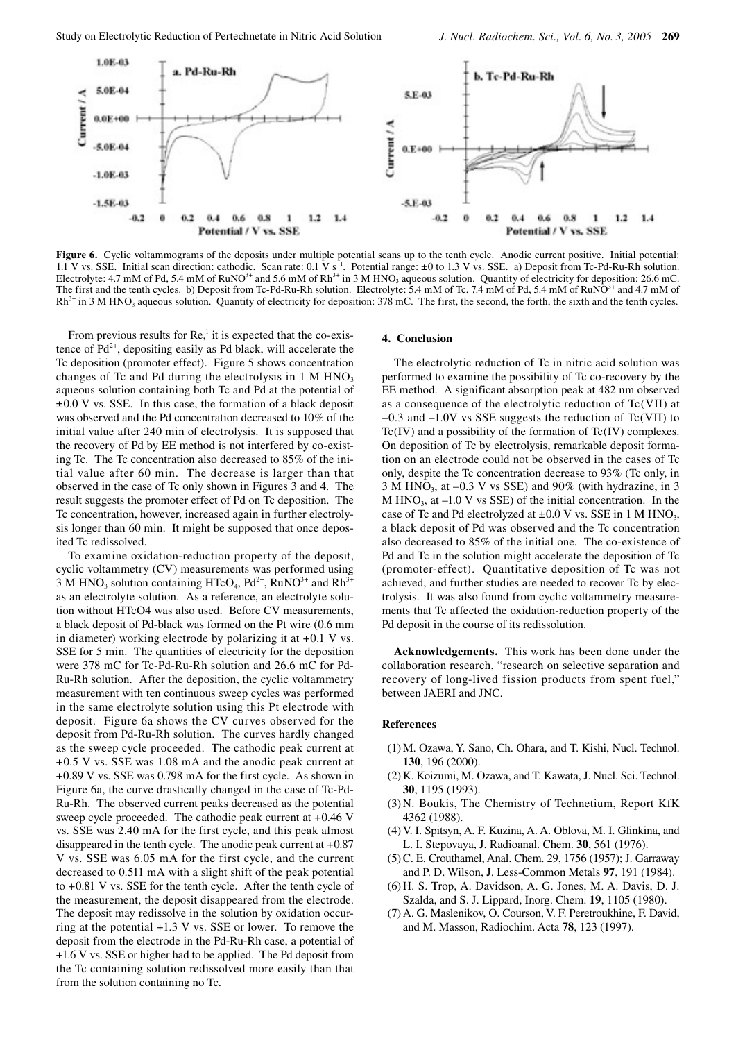a. Pd-Ru-Rh

1.0E-03
5.0E-04
0.0E+00
-5.0E-04
-1.0E-03
-1.5E-03

Current / A

-0.2 0 0.2 0.4 0.6 0.8 1 1.2 1.4
Potential / V vs. SSE

b. Tc-Pd-Ru-Rh

5.E-03
0.E+00
-5.E-03

Current / A

-0.2 0 0.2 0.4 0.6 0.8 1 1.2 1.4
Potential / V vs. SSE

**Figure 6.** Cyclic voltammograms of the deposits under multiple potential scans up to the tenth cycle. Anodic current positive. Initial potential: 1.1 V vs. SSE. Initial scan direction: cathodic. Scan rate: 0.1 V $s^{-1}$. Potential range: ±0 to 1.3 V vs. SSE. a) Deposit from Tc-Pd-Ru-Rh solution. Electrolyte: 4.7 mM of Pd, 5.4 mM of $RuNO^{3+}$ and 5.6 mM of $Rh^{3+}$ in 3 M $HNO_3$ aqueous solution. Quantity of electricity for deposition: 26.6 mC. The first and the tenth cycles. b) Deposit from Tc-Pd-Ru-Rh solution. Electrolyte: 5.4 mM of Tc, 7.4 mM of Pd, 5.4 mM of $RuNO^{3+}$ and 4.7 mM of $Rh^{3+}$ in 3 M $HNO_3$ aqueous solution. Quantity of electricity for deposition: 378 mC. The first, the second, the forth, the sixth and the tenth cycles.

From previous results for Re,[1] it is expected that the co-existence of $Pd^{2+}$, depositing easily as Pd black, will accelerate the Tc deposition (promoter effect). Figure 5 shows concentration changes of Tc and Pd during the electrolysis in 1 M $HNO_3$ aqueous solution containing both Tc and Pd at the potential of ±0.0 V vs. SSE. In this case, the formation of a black deposit was observed and the Pd concentration decreased to 10% of the initial value after 240 min of electrolysis. It is supposed that the recovery of Pd by EE method is not interfered by co-existing Tc. The Tc concentration also decreased to 85% of the initial value after 60 min. The decrease is larger than that observed in the case of Tc only shown in Figures 3 and 4. The result suggests the promoter effect of Pd on Tc deposition. The Tc concentration, however, increased again in further electrolysis longer than 60 min. It might be supposed that once deposited Tc redissolved.

To examine oxidation-reduction property of the deposit, cyclic voltammetry (CV) measurements was performed using 3 M $HNO_3$ solution containing $HTcO_4$, $Pd^{2+}$, $RuNO^{3+}$ and $Rh^{3+}$ as an electrolyte solution. As a reference, an electrolyte solution without HTcO4 was also used. Before CV measurements, a black deposit of Pd-black was formed on the Pt wire (0.6 mm in diameter) working electrode by polarizing it at +0.1 V vs. SSE for 5 min. The quantities of electricity for the deposition were 378 mC for Tc-Pd-Ru-Rh solution and 26.6 mC for Pd-Ru-Rh solution. After the deposition, the cyclic voltammetry measurement with ten continuous sweep cycles was performed in the same electrolyte solution using this Pt electrode with deposit. Figure 6a shows the CV curves observed for the deposit from Pd-Ru-Rh solution. The curves hardly changed as the sweep cycle proceeded. The cathodic peak current at +0.5 V vs. SSE was 1.08 mA and the anodic peak current at +0.89 V vs. SSE was 0.798 mA for the first cycle. As shown in Figure 6a, the curve drastically changed in the case of Tc-Pd-Ru-Rh. The observed current peaks decreased as the potential sweep cycle proceeded. The cathodic peak current at +0.46 V vs. SSE was 2.40 mA for the first cycle, and this peak almost disappeared in the tenth cycle. The anodic peak current at +0.87 V vs. SSE was 6.05 mA for the first cycle, and the current decreased to 0.511 mA with a slight shift of the peak potential to +0.81 V vs. SSE for the tenth cycle. After the tenth cycle of the measurement, the deposit disappeared from the electrode. The deposit may redissolve in the solution by oxidation occurring at the potential +1.3 V vs. SSE or lower. To remove the deposit from the electrode in the Pd-Ru-Rh case, a potential of +1.6 V vs. SSE or higher had to be applied. The Pd deposit from the Tc containing solution redissolved more easily than that from the solution containing no Tc.

## 4. Conclusion

The electrolytic reduction of Tc in nitric acid solution was performed to examine the possibility of Tc co-recovery by the EE method. A significant absorption peak at 482 nm observed as a consequence of the electrolytic reduction of Tc(VII) at –0.3 and –1.0V vs SSE suggests the reduction of Tc(VII) to Tc(IV) and a possibility of the formation of Tc(IV) complexes. On deposition of Tc by electrolysis, remarkable deposit formation on an electrode could not be observed in the cases of Tc only, despite the Tc concentration decrease to 93% (Tc only, in 3 M $HNO_3$, at –0.3 V vs SSE) and 90% (with hydrazine, in 3 M $HNO_3$, at –1.0 V vs SSE) of the initial concentration. In the case of Tc and Pd electrolyzed at ±0.0 V vs. SSE in 1 M $HNO_3$, a black deposit of Pd was observed and the Tc concentration also decreased to 85% of the initial one. The co-existence of Pd and Tc in the solution might accelerate the deposition of Tc (promoter-effect). Quantitative deposition of Tc was not achieved, and further studies are needed to recover Tc by electrolysis. It was also found from cyclic voltammetry measurements that Tc affected the oxidation-reduction property of the Pd deposit in the course of its redissolution.

**Acknowledgements.** This work has been done under the collaboration research, "research on selective separation and recovery of long-lived fission products from spent fuel," between JAERI and JNC.

## References

(1) M. Ozawa, Y. Sano, Ch. Ohara, and T. Kishi, Nucl. Technol. **130**, 196 (2000).

(2) K. Koizumi, M. Ozawa, and T. Kawata, J. Nucl. Sci. Technol. **30**, 1195 (1993).

(3) N. Boukis, The Chemistry of Technetium, Report KfK 4362 (1988).

(4) V. I. Spitsyn, A. F. Kuzina, A. A. Oblova, M. I. Glinkina, and L. I. Stepovaya, J. Radioanal. Chem. **30**, 561 (1976).

(5) C. E. Crouthamel, Anal. Chem. 29, 1756 (1957); J. Garraway and P. D. Wilson, J. Less-Common Metals **97**, 191 (1984).

(6) H. S. Trop, A. Davidson, A. G. Jones, M. A. Davis, D. J. Szalda, and S. J. Lippard, Inorg. Chem. **19**, 1105 (1980).

(7) A. G. Maslenikov, O. Courson, V. F. Peretroukhine, F. David, and M. Masson, Radiochim. Acta **78**, 123 (1997).